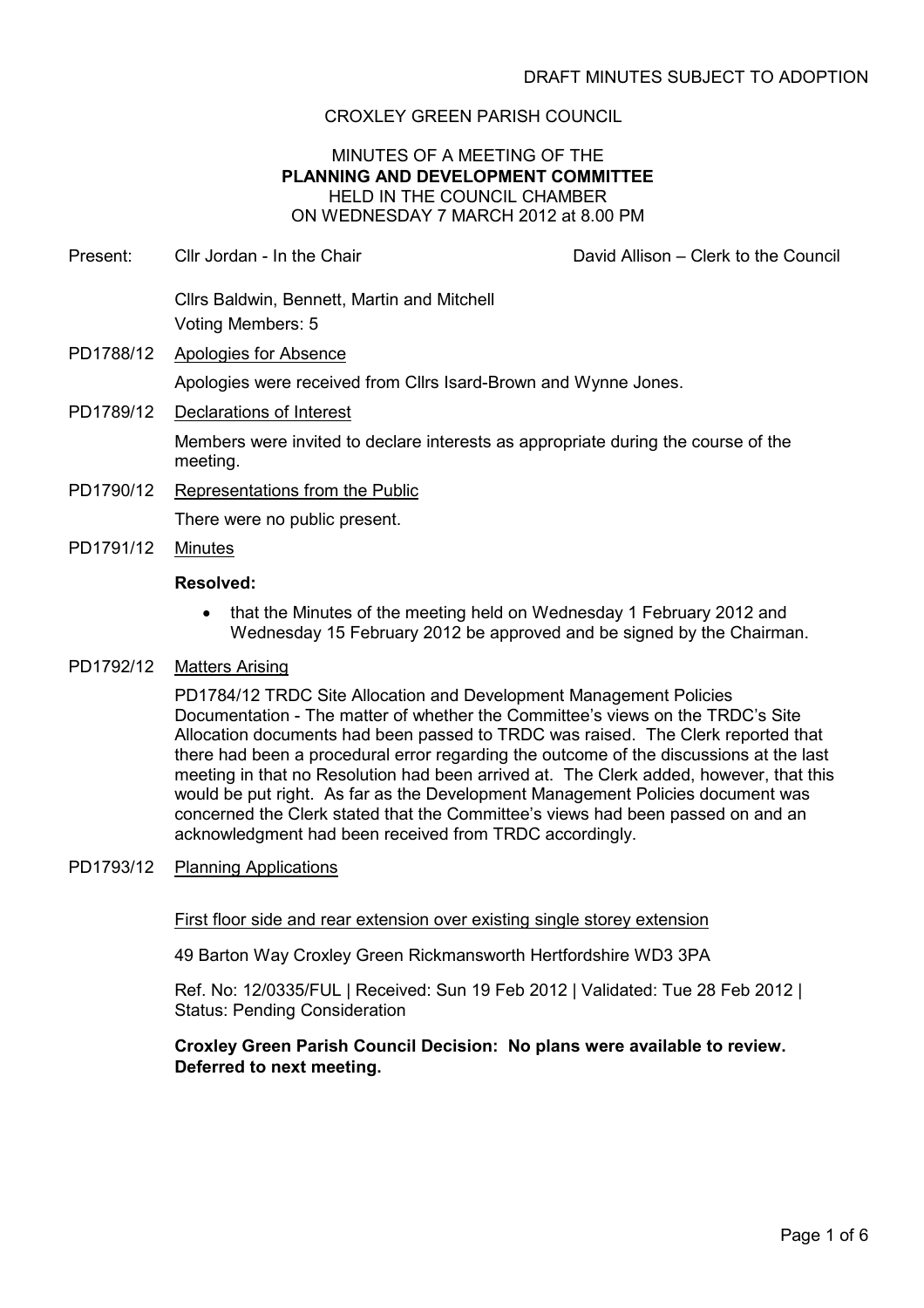DRAFT MINUTES SUBJECT TO ADOPTION

CROXLEY GREEN PARISH COUNCIL

MINUTES OF A MEETING OF THE
**PLANNING AND DEVELOPMENT COMMITTEE**
HELD IN THE COUNCIL CHAMBER
ON WEDNESDAY 7 MARCH 2012 at 8.00 PM

Present: Cllr Jordan - In the Chair — David Allison – Clerk to the Council

Cllrs Baldwin, Bennett, Martin and Mitchell
Voting Members: 5

PD1788/12 Apologies for Absence

Apologies were received from Cllrs Isard-Brown and Wynne Jones.

PD1789/12 Declarations of Interest

Members were invited to declare interests as appropriate during the course of the meeting.

PD1790/12 Representations from the Public

There were no public present.

PD1791/12 Minutes

**Resolved:**

- that the Minutes of the meeting held on Wednesday 1 February 2012 and Wednesday 15 February 2012 be approved and be signed by the Chairman.

PD1792/12 Matters Arising

PD1784/12 TRDC Site Allocation and Development Management Policies Documentation - The matter of whether the Committee's views on the TRDC's Site Allocation documents had been passed to TRDC was raised. The Clerk reported that there had been a procedural error regarding the outcome of the discussions at the last meeting in that no Resolution had been arrived at. The Clerk added, however, that this would be put right. As far as the Development Management Policies document was concerned the Clerk stated that the Committee's views had been passed on and an acknowledgment had been received from TRDC accordingly.

PD1793/12 Planning Applications

First floor side and rear extension over existing single storey extension

49 Barton Way Croxley Green Rickmansworth Hertfordshire WD3 3PA

Ref. No: 12/0335/FUL | Received: Sun 19 Feb 2012 | Validated: Tue 28 Feb 2012 | Status: Pending Consideration

**Croxley Green Parish Council Decision: No plans were available to review. Deferred to next meeting.**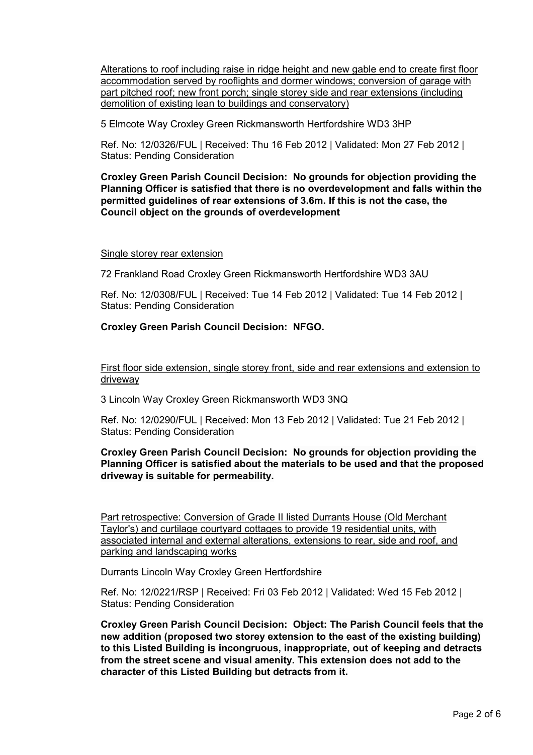<u>Alterations to roof including raise in ridge height and new gable end to create first floor accommodation served by rooflights and dormer windows; conversion of garage with part pitched roof; new front porch; single storey side and rear extensions (including demolition of existing lean to buildings and conservatory)</u>

5 Elmcote Way Croxley Green Rickmansworth Hertfordshire WD3 3HP

Ref. No: 12/0326/FUL | Received: Thu 16 Feb 2012 | Validated: Mon 27 Feb 2012 | Status: Pending Consideration

**Croxley Green Parish Council Decision: No grounds for objection providing the Planning Officer is satisfied that there is no overdevelopment and falls within the permitted guidelines of rear extensions of 3.6m. If this is not the case, the Council object on the grounds of overdevelopment**

<u>Single storey rear extension</u>

72 Frankland Road Croxley Green Rickmansworth Hertfordshire WD3 3AU

Ref. No: 12/0308/FUL | Received: Tue 14 Feb 2012 | Validated: Tue 14 Feb 2012 | Status: Pending Consideration

**Croxley Green Parish Council Decision: NFGO.**

<u>First floor side extension, single storey front, side and rear extensions and extension to driveway</u>

3 Lincoln Way Croxley Green Rickmansworth WD3 3NQ

Ref. No: 12/0290/FUL | Received: Mon 13 Feb 2012 | Validated: Tue 21 Feb 2012 | Status: Pending Consideration

**Croxley Green Parish Council Decision: No grounds for objection providing the Planning Officer is satisfied about the materials to be used and that the proposed driveway is suitable for permeability.**

<u>Part retrospective: Conversion of Grade II listed Durrants House (Old Merchant Taylor's) and curtilage courtyard cottages to provide 19 residential units, with associated internal and external alterations, extensions to rear, side and roof, and parking and landscaping works</u>

Durrants Lincoln Way Croxley Green Hertfordshire

Ref. No: 12/0221/RSP | Received: Fri 03 Feb 2012 | Validated: Wed 15 Feb 2012 | Status: Pending Consideration

**Croxley Green Parish Council Decision: Object: The Parish Council feels that the new addition (proposed two storey extension to the east of the existing building) to this Listed Building is incongruous, inappropriate, out of keeping and detracts from the street scene and visual amenity. This extension does not add to the character of this Listed Building but detracts from it.**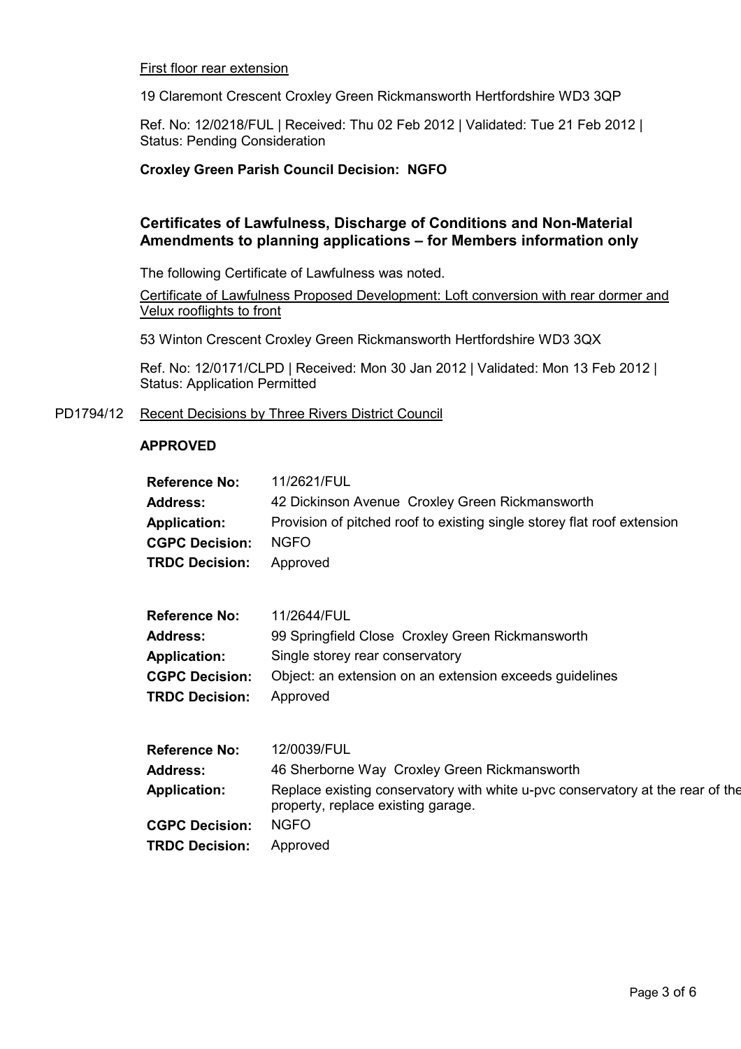First floor rear extension

19 Claremont Crescent Croxley Green Rickmansworth Hertfordshire WD3 3QP

Ref. No: 12/0218/FUL | Received: Thu 02 Feb 2012 | Validated: Tue 21 Feb 2012 | Status: Pending Consideration

**Croxley Green Parish Council Decision: NGFO**

### Certificates of Lawfulness, Discharge of Conditions and Non-Material Amendments to planning applications – for Members information only

The following Certificate of Lawfulness was noted.

Certificate of Lawfulness Proposed Development: Loft conversion with rear dormer and Velux rooflights to front

53 Winton Crescent Croxley Green Rickmansworth Hertfordshire WD3 3QX

Ref. No: 12/0171/CLPD | Received: Mon 30 Jan 2012 | Validated: Mon 13 Feb 2012 | Status: Application Permitted

PD1794/12 Recent Decisions by Three Rivers District Council

**APPROVED**

| | |
|---|---|
| **Reference No:** | 11/2621/FUL |
| **Address:** | 42 Dickinson Avenue Croxley Green Rickmansworth |
| **Application:** | Provision of pitched roof to existing single storey flat roof extension |
| **CGPC Decision:** | NGFO |
| **TRDC Decision:** | Approved |

| | |
|---|---|
| **Reference No:** | 11/2644/FUL |
| **Address:** | 99 Springfield Close Croxley Green Rickmansworth |
| **Application:** | Single storey rear conservatory |
| **CGPC Decision:** | Object: an extension on an extension exceeds guidelines |
| **TRDC Decision:** | Approved |

| | |
|---|---|
| **Reference No:** | 12/0039/FUL |
| **Address:** | 46 Sherborne Way Croxley Green Rickmansworth |
| **Application:** | Replace existing conservatory with white u-pvc conservatory at the rear of the property, replace existing garage. |
| **CGPC Decision:** | NGFO |
| **TRDC Decision:** | Approved |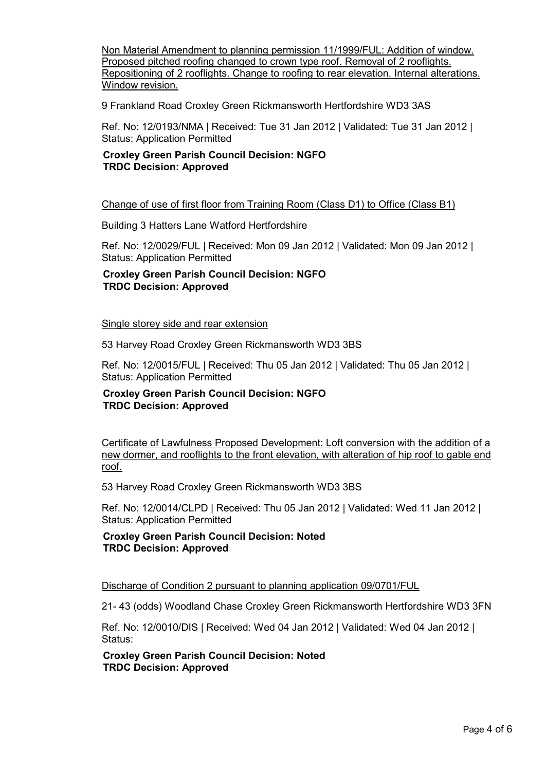Non Material Amendment to planning permission 11/1999/FUL: Addition of window. Proposed pitched roofing changed to crown type roof. Removal of 2 rooflights. Repositioning of 2 rooflights. Change to roofing to rear elevation. Internal alterations. Window revision.

9 Frankland Road Croxley Green Rickmansworth Hertfordshire WD3 3AS

Ref. No: 12/0193/NMA | Received: Tue 31 Jan 2012 | Validated: Tue 31 Jan 2012 | Status: Application Permitted

**Croxley Green Parish Council Decision: NGFO**
**TRDC Decision: Approved**

Change of use of first floor from Training Room (Class D1) to Office (Class B1)

Building 3 Hatters Lane Watford Hertfordshire

Ref. No: 12/0029/FUL | Received: Mon 09 Jan 2012 | Validated: Mon 09 Jan 2012 | Status: Application Permitted

**Croxley Green Parish Council Decision: NGFO**
**TRDC Decision: Approved**

Single storey side and rear extension

53 Harvey Road Croxley Green Rickmansworth WD3 3BS

Ref. No: 12/0015/FUL | Received: Thu 05 Jan 2012 | Validated: Thu 05 Jan 2012 | Status: Application Permitted

**Croxley Green Parish Council Decision: NGFO**
**TRDC Decision: Approved**

Certificate of Lawfulness Proposed Development: Loft conversion with the addition of a new dormer, and rooflights to the front elevation, with alteration of hip roof to gable end roof.

53 Harvey Road Croxley Green Rickmansworth WD3 3BS

Ref. No: 12/0014/CLPD | Received: Thu 05 Jan 2012 | Validated: Wed 11 Jan 2012 | Status: Application Permitted

**Croxley Green Parish Council Decision: Noted**
**TRDC Decision: Approved**

Discharge of Condition 2 pursuant to planning application 09/0701/FUL

21- 43 (odds) Woodland Chase Croxley Green Rickmansworth Hertfordshire WD3 3FN

Ref. No: 12/0010/DIS | Received: Wed 04 Jan 2012 | Validated: Wed 04 Jan 2012 | Status:

**Croxley Green Parish Council Decision: Noted**
**TRDC Decision: Approved**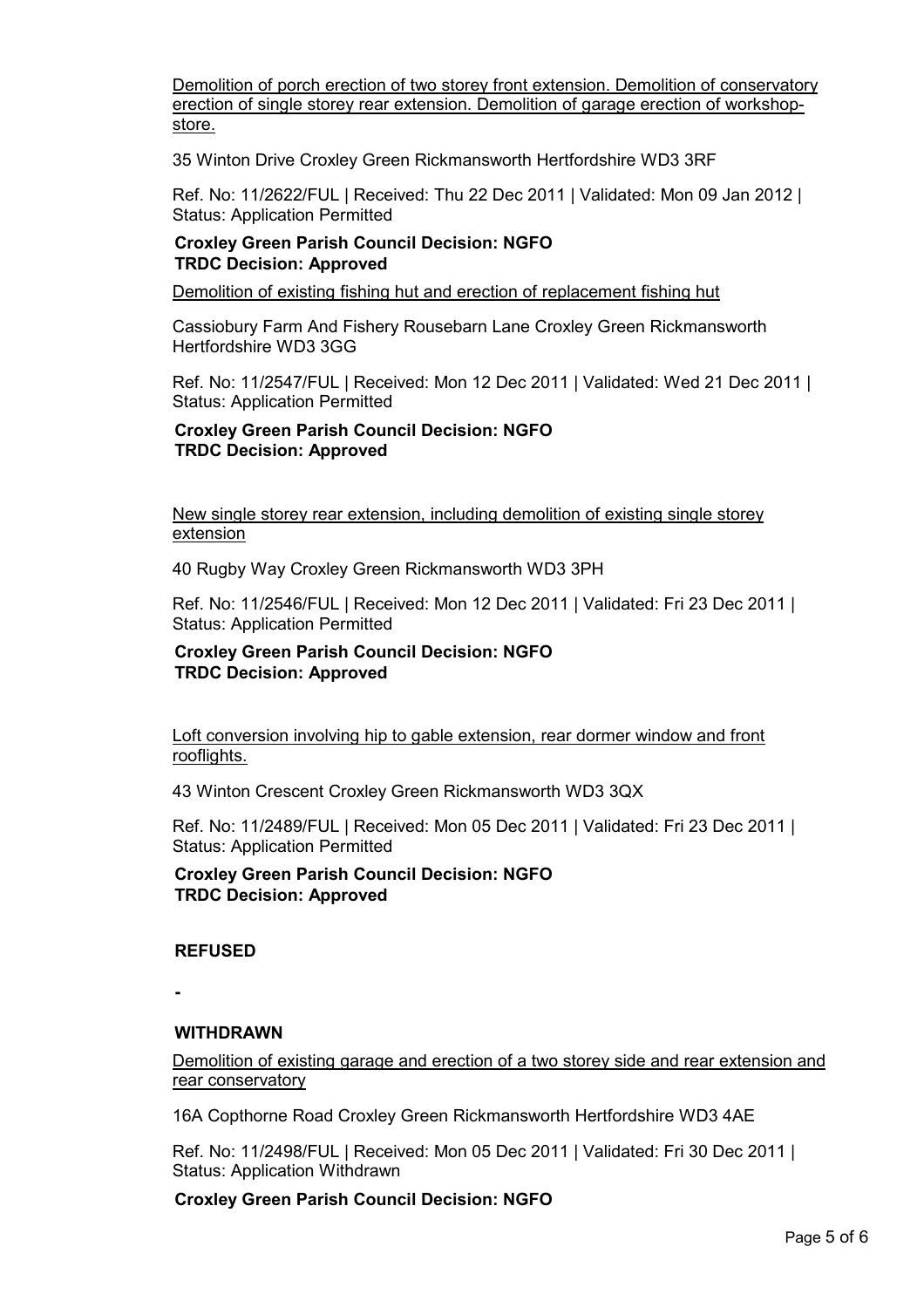Demolition of porch erection of two storey front extension. Demolition of conservatory erection of single storey rear extension. Demolition of garage erection of workshop-store.

35 Winton Drive Croxley Green Rickmansworth Hertfordshire WD3 3RF

Ref. No: 11/2622/FUL | Received: Thu 22 Dec 2011 | Validated: Mon 09 Jan 2012 | Status: Application Permitted

**Croxley Green Parish Council Decision: NGFO**
**TRDC Decision: Approved**

Demolition of existing fishing hut and erection of replacement fishing hut

Cassiobury Farm And Fishery Rousebarn Lane Croxley Green Rickmansworth Hertfordshire WD3 3GG

Ref. No: 11/2547/FUL | Received: Mon 12 Dec 2011 | Validated: Wed 21 Dec 2011 | Status: Application Permitted

**Croxley Green Parish Council Decision: NGFO**
**TRDC Decision: Approved**

New single storey rear extension, including demolition of existing single storey extension

40 Rugby Way Croxley Green Rickmansworth WD3 3PH

Ref. No: 11/2546/FUL | Received: Mon 12 Dec 2011 | Validated: Fri 23 Dec 2011 | Status: Application Permitted

**Croxley Green Parish Council Decision: NGFO**
**TRDC Decision: Approved**

Loft conversion involving hip to gable extension, rear dormer window and front rooflights.

43 Winton Crescent Croxley Green Rickmansworth WD3 3QX

Ref. No: 11/2489/FUL | Received: Mon 05 Dec 2011 | Validated: Fri 23 Dec 2011 | Status: Application Permitted

**Croxley Green Parish Council Decision: NGFO**
**TRDC Decision: Approved**

**REFUSED**

**-**

**WITHDRAWN**

Demolition of existing garage and erection of a two storey side and rear extension and rear conservatory

16A Copthorne Road Croxley Green Rickmansworth Hertfordshire WD3 4AE

Ref. No: 11/2498/FUL | Received: Mon 05 Dec 2011 | Validated: Fri 30 Dec 2011 | Status: Application Withdrawn

**Croxley Green Parish Council Decision: NGFO**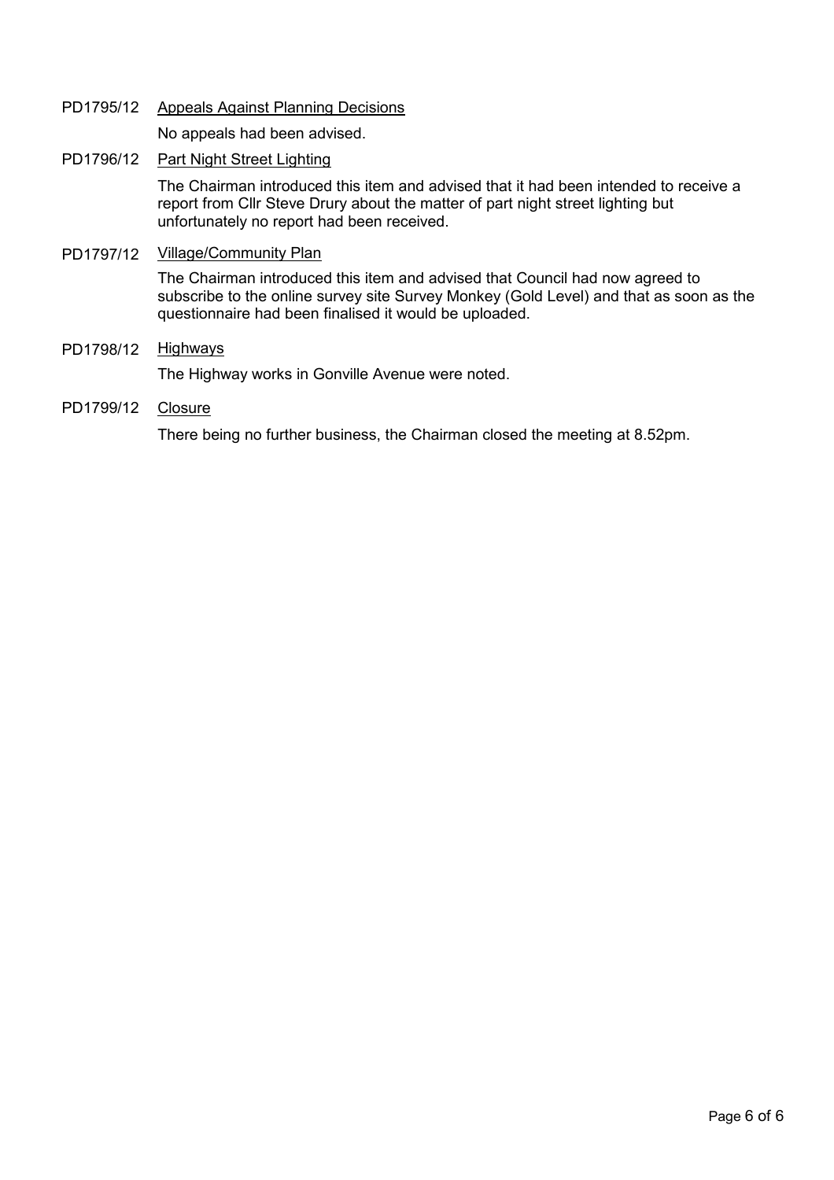PD1795/12 Appeals Against Planning Decisions

No appeals had been advised.

PD1796/12 Part Night Street Lighting

The Chairman introduced this item and advised that it had been intended to receive a report from Cllr Steve Drury about the matter of part night street lighting but unfortunately no report had been received.

PD1797/12 Village/Community Plan

The Chairman introduced this item and advised that Council had now agreed to subscribe to the online survey site Survey Monkey (Gold Level) and that as soon as the questionnaire had been finalised it would be uploaded.

PD1798/12 Highways

The Highway works in Gonville Avenue were noted.

PD1799/12 Closure

There being no further business, the Chairman closed the meeting at 8.52pm.